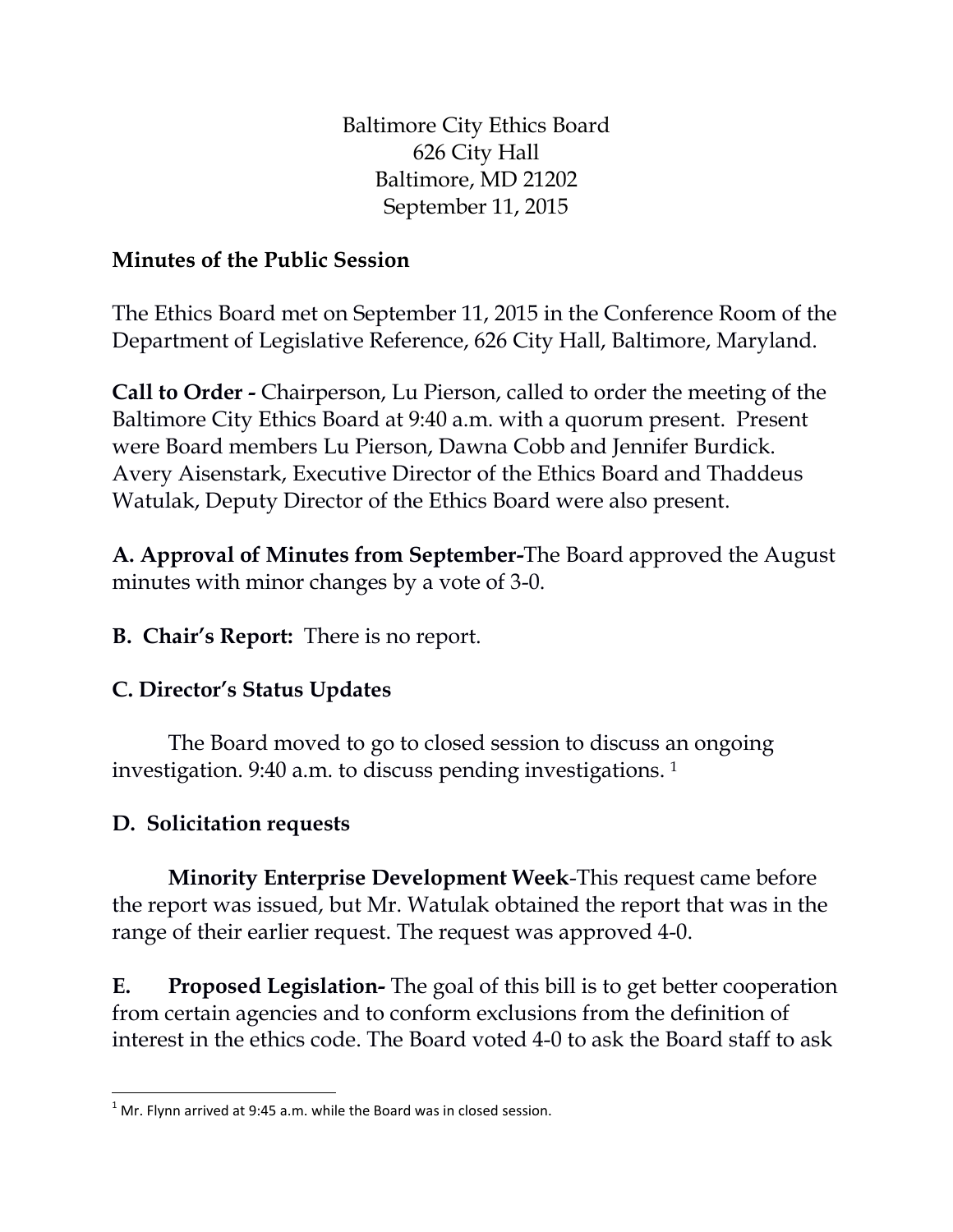Baltimore City Ethics Board
626 City Hall
Baltimore, MD 21202
September 11, 2015

**Minutes of the Public Session**

The Ethics Board met on September 11, 2015 in the Conference Room of the Department of Legislative Reference, 626 City Hall, Baltimore, Maryland.

**Call to Order -** Chairperson, Lu Pierson, called to order the meeting of the Baltimore City Ethics Board at 9:40 a.m. with a quorum present. Present were Board members Lu Pierson, Dawna Cobb and Jennifer Burdick. Avery Aisenstark, Executive Director of the Ethics Board and Thaddeus Watulak, Deputy Director of the Ethics Board were also present.

**A. Approval of Minutes from September-**The Board approved the August minutes with minor changes by a vote of 3-0.

**B. Chair's Report:** There is no report.

**C. Director's Status Updates**

The Board moved to go to closed session to discuss an ongoing investigation. 9:40 a.m. to discuss pending investigations. [1]

**D. Solicitation requests**

**Minority Enterprise Development Week**-This request came before the report was issued, but Mr. Watulak obtained the report that was in the range of their earlier request. The request was approved 4-0.

**E. Proposed Legislation-** The goal of this bill is to get better cooperation from certain agencies and to conform exclusions from the definition of interest in the ethics code. The Board voted 4-0 to ask the Board staff to ask

---

[1] Mr. Flynn arrived at 9:45 a.m. while the Board was in closed session.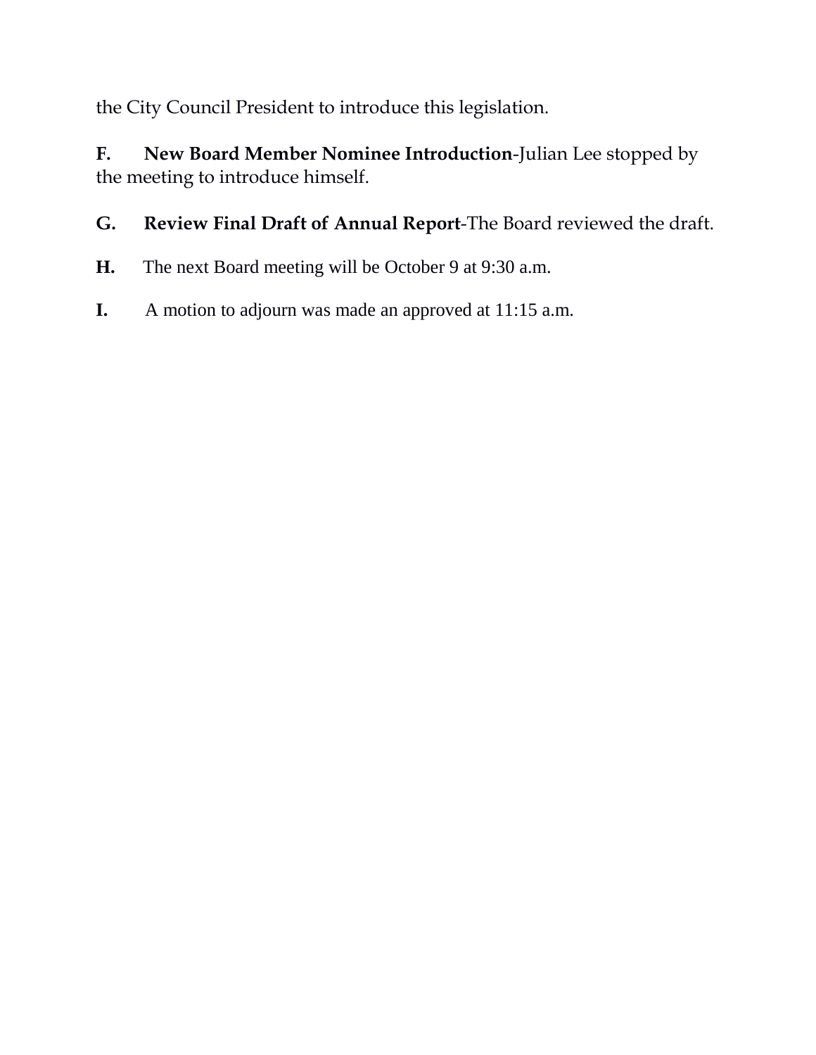the City Council President to introduce this legislation.

**F.** **New Board Member Nominee Introduction**-Julian Lee stopped by the meeting to introduce himself.

**G.** **Review Final Draft of Annual Report**-The Board reviewed the draft.

**H.** The next Board meeting will be October 9 at 9:30 a.m.

**I.** A motion to adjourn was made an approved at 11:15 a.m.